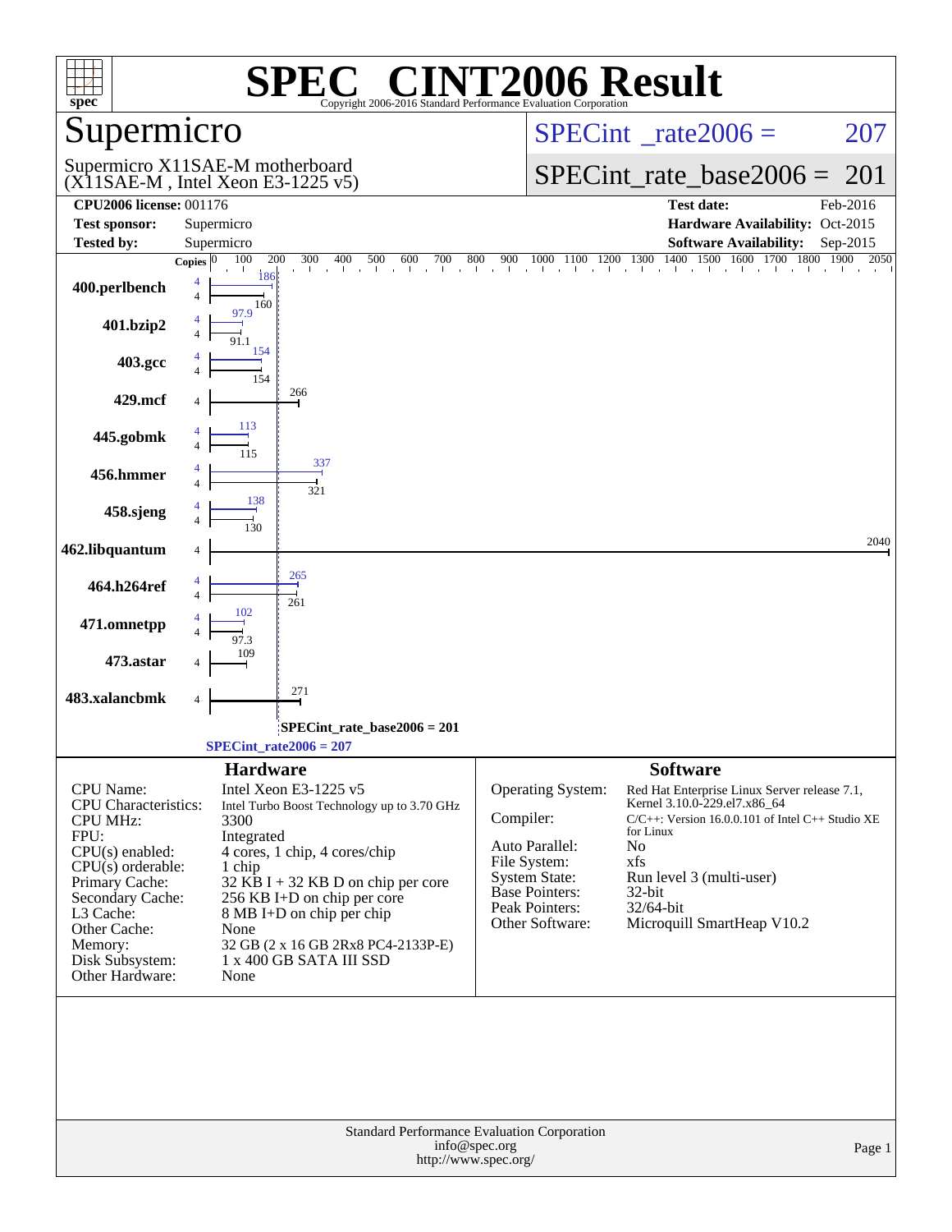# SPEC® CINT2006 Result

Copyright 2006-2016 Standard Performance Evaluation Corporation

## Supermicro

Supermicro X11SAE-M motherboard
(X11SAE-M , Intel Xeon E3-1225 v5)

SPECint_rate2006 = 207

SPECint_rate_base2006 = 201

| | | | |
|---|---|---|---|
| **CPU2006 license:** 001176 | | **Test date:** | Feb-2016 |
| **Test sponsor:** | Supermicro | **Hardware Availability:** | Oct-2015 |
| **Tested by:** | Supermicro | **Software Availability:** | Sep-2015 |

| Benchmark | Copies | Peak | Base |
|---|---|---|---|
| 400.perlbench | 4 | 186 | 160 |
| 401.bzip2 | 4 | 97.9 | 91.1 |
| 403.gcc | 4 | 154 | 154 |
| 429.mcf | 4 | | 266 |
| 445.gobmk | 4 | 113 | 115 |
| 456.hmmer | 4 | 337 | 321 |
| 458.sjeng | 4 | 138 | 130 |
| 462.libquantum | 4 | | 2040 |
| 464.h264ref | 4 | 265 | 261 |
| 471.omnetpp | 4 | 102 | 97.3 |
| 473.astar | 4 | | 109 |
| 483.xalancbmk | 4 | | 271 |

SPECint_rate_base2006 = 201

SPECint_rate2006 = 207

### Hardware

| | |
|---|---|
| CPU Name: | Intel Xeon E3-1225 v5 |
| CPU Characteristics: | Intel Turbo Boost Technology up to 3.70 GHz |
| CPU MHz: | 3300 |
| FPU: | Integrated |
| CPU(s) enabled: | 4 cores, 1 chip, 4 cores/chip |
| CPU(s) orderable: | 1 chip |
| Primary Cache: | 32 KB I + 32 KB D on chip per core |
| Secondary Cache: | 256 KB I+D on chip per core |
| L3 Cache: | 8 MB I+D on chip per chip |
| Other Cache: | None |
| Memory: | 32 GB (2 x 16 GB 2Rx8 PC4-2133P-E) |
| Disk Subsystem: | 1 x 400 GB SATA III SSD |
| Other Hardware: | None |

### Software

| | |
|---|---|
| Operating System: | Red Hat Enterprise Linux Server release 7.1, Kernel 3.10.0-229.el7.x86_64 |
| Compiler: | C/C++: Version 16.0.0.101 of Intel C++ Studio XE for Linux |
| Auto Parallel: | No |
| File System: | xfs |
| System State: | Run level 3 (multi-user) |
| Base Pointers: | 32-bit |
| Peak Pointers: | 32/64-bit |
| Other Software: | Microquill SmartHeap V10.2 |

Standard Performance Evaluation Corporation
info@spec.org
http://www.spec.org/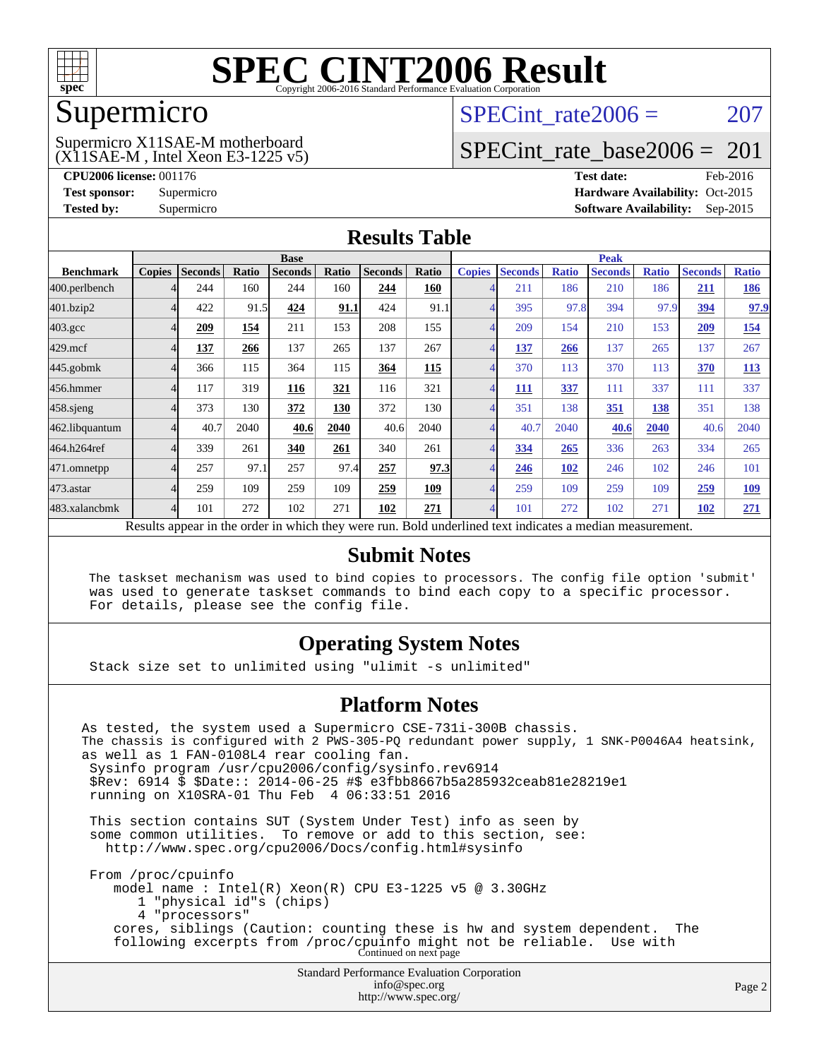# SPEC CINT2006 Result

Copyright 2006-2016 Standard Performance Evaluation Corporation

## Supermicro

Supermicro X11SAE-M motherboard (X11SAE-M , Intel Xeon E3-1225 v5)

SPECint_rate2006 = 207

SPECint_rate_base2006 = 201

**CPU2006 license:** 001176
**Test sponsor:** Supermicro
**Tested by:** Supermicro

**Test date:** Feb-2016
**Hardware Availability:** Oct-2015
**Software Availability:** Sep-2015

## Results Table

| | Base | | | | | | | Peak | | | | | | |
|---|---|---|---|---|---|---|---|---|---|---|---|---|---|---|
| **Benchmark** | **Copies** | **Seconds** | **Ratio** | **Seconds** | **Ratio** | **Seconds** | **Ratio** | **Copies** | **Seconds** | **Ratio** | **Seconds** | **Ratio** | **Seconds** | **Ratio** |
| 400.perlbench | 4 | 244 | 160 | 244 | 160 | **244** | **160** | 4 | 211 | 186 | 210 | 186 | **211** | **186** |
| 401.bzip2 | 4 | 422 | 91.5 | **424** | **91.1** | 424 | 91.1 | 4 | 395 | 97.8 | 394 | 97.9 | **394** | **97.9** |
| 403.gcc | 4 | **209** | **154** | 211 | 153 | 208 | 155 | 4 | 209 | 154 | 210 | 153 | **209** | **154** |
| 429.mcf | 4 | **137** | **266** | 137 | 265 | 137 | 267 | 4 | **137** | **266** | 137 | 265 | 137 | 267 |
| 445.gobmk | 4 | 366 | 115 | 364 | 115 | **364** | **115** | 4 | 370 | 113 | 370 | 113 | **370** | **113** |
| 456.hmmer | 4 | 117 | 319 | **116** | **321** | 116 | 321 | 4 | **111** | **337** | 111 | 337 | 111 | 337 |
| 458.sjeng | 4 | 373 | 130 | **372** | **130** | 372 | 130 | 4 | 351 | 138 | **351** | **138** | 351 | 138 |
| 462.libquantum | 4 | 40.7 | 2040 | **40.6** | **2040** | 40.6 | 2040 | 4 | 40.7 | 2040 | **40.6** | **2040** | 40.6 | 2040 |
| 464.h264ref | 4 | 339 | 261 | **340** | **261** | 340 | 261 | 4 | **334** | **265** | 336 | 263 | 334 | 265 |
| 471.omnetpp | 4 | 257 | 97.1 | 257 | 97.4 | **257** | **97.3** | 4 | **246** | **102** | 246 | 102 | 246 | 101 |
| 473.astar | 4 | 259 | 109 | 259 | 109 | **259** | **109** | 4 | 259 | 109 | 259 | 109 | **259** | **109** |
| 483.xalancbmk | 4 | 101 | 272 | 102 | 271 | **102** | **271** | 4 | 101 | 272 | 102 | 271 | **102** | **271** |

Results appear in the order in which they were run. Bold underlined text indicates a median measurement.

## Submit Notes

```
The taskset mechanism was used to bind copies to processors. The config file option 'submit'
was used to generate taskset commands to bind each copy to a specific processor.
For details, please see the config file.
```

## Operating System Notes

```
Stack size set to unlimited using "ulimit -s unlimited"
```

## Platform Notes

```
As tested, the system used a Supermicro CSE-731i-300B chassis.
The chassis is configured with 2 PWS-305-PQ redundant power supply, 1 SNK-P0046A4 heatsink,
as well as 1 FAN-0108L4 rear cooling fan.
 Sysinfo program /usr/cpu2006/config/sysinfo.rev6914
 $Rev: 6914 $ $Date:: 2014-06-25 #$ e3fbb8667b5a285932ceab81e28219e1
 running on X10SRA-01 Thu Feb  4 06:33:51 2016

 This section contains SUT (System Under Test) info as seen by
 some common utilities.  To remove or add to this section, see:
   http://www.spec.org/cpu2006/Docs/config.html#sysinfo

 From /proc/cpuinfo
    model name : Intel(R) Xeon(R) CPU E3-1225 v5 @ 3.30GHz
       1 "physical id"s (chips)
       4 "processors"
    cores, siblings (Caution: counting these is hw and system dependent.  The
    following excerpts from /proc/cpuinfo might not be reliable.  Use with
```

Continued on next page

Standard Performance Evaluation Corporation
info@spec.org
http://www.spec.org/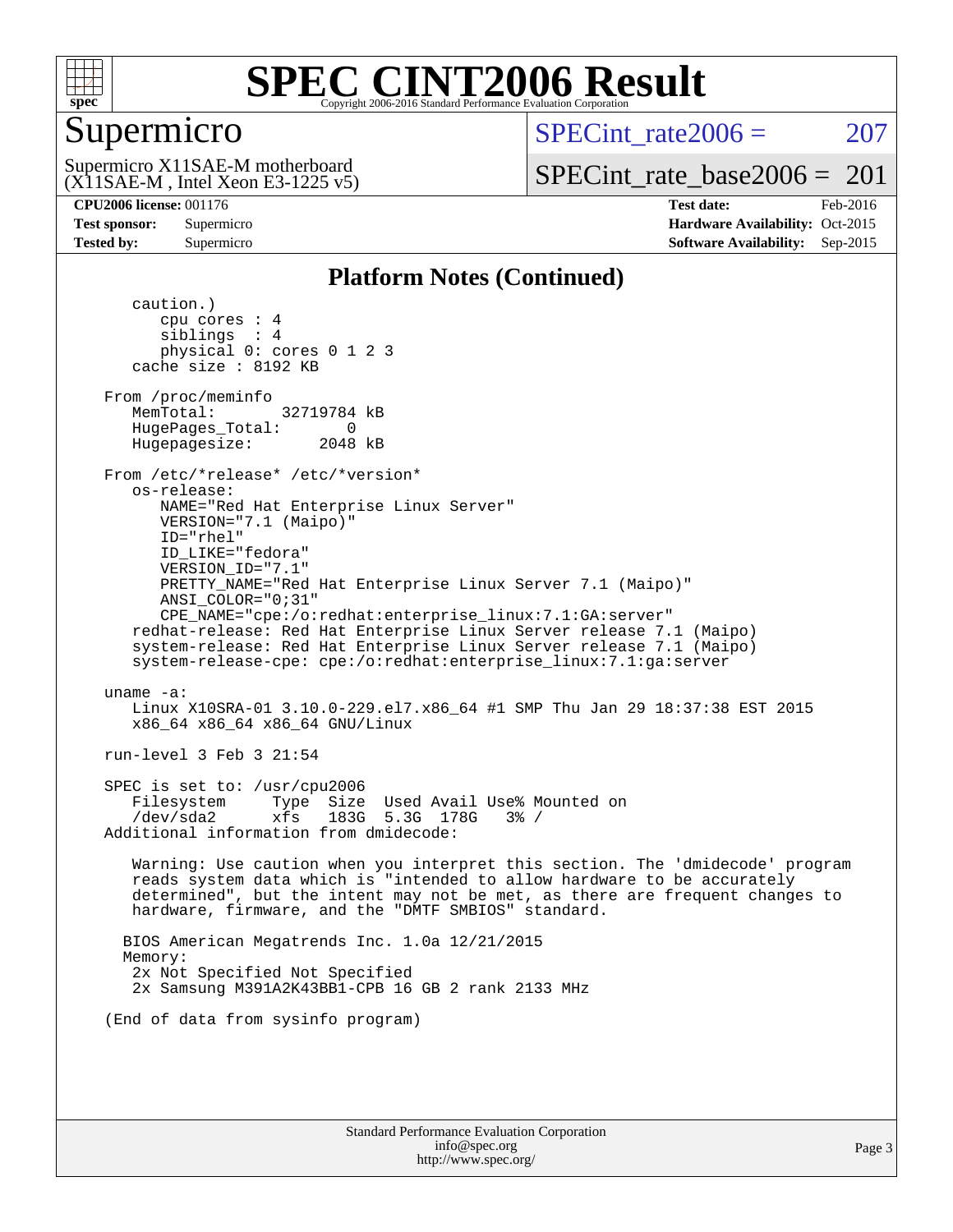## Platform Notes (Continued)

```
      caution.)
         cpu cores : 4
         siblings  : 4
         physical 0: cores 0 1 2 3
      cache size : 8192 KB

   From /proc/meminfo
      MemTotal:       32719784 kB
      HugePages_Total:       0
      Hugepagesize:       2048 kB

   From /etc/*release* /etc/*version*
      os-release:
         NAME="Red Hat Enterprise Linux Server"
         VERSION="7.1 (Maipo)"
         ID="rhel"
         ID_LIKE="fedora"
         VERSION_ID="7.1"
         PRETTY_NAME="Red Hat Enterprise Linux Server 7.1 (Maipo)"
         ANSI_COLOR="0;31"
         CPE_NAME="cpe:/o:redhat:enterprise_linux:7.1:GA:server"
      redhat-release: Red Hat Enterprise Linux Server release 7.1 (Maipo)
      system-release: Red Hat Enterprise Linux Server release 7.1 (Maipo)
      system-release-cpe: cpe:/o:redhat:enterprise_linux:7.1:ga:server

   uname -a:
      Linux X10SRA-01 3.10.0-229.el7.x86_64 #1 SMP Thu Jan 29 18:37:38 EST 2015
      x86_64 x86_64 x86_64 GNU/Linux

   run-level 3 Feb 3 21:54

   SPEC is set to: /usr/cpu2006
      Filesystem     Type  Size  Used Avail Use% Mounted on
      /dev/sda2      xfs   183G  5.3G  178G   3% /
   Additional information from dmidecode:

      Warning: Use caution when you interpret this section. The 'dmidecode' program
      reads system data which is "intended to allow hardware to be accurately
      determined", but the intent may not be met, as there are frequent changes to
      hardware, firmware, and the "DMTF SMBIOS" standard.

     BIOS American Megatrends Inc. 1.0a 12/21/2015
     Memory:
      2x Not Specified Not Specified
      2x Samsung M391A2K43BB1-CPB 16 GB 2 rank 2133 MHz

   (End of data from sysinfo program)
```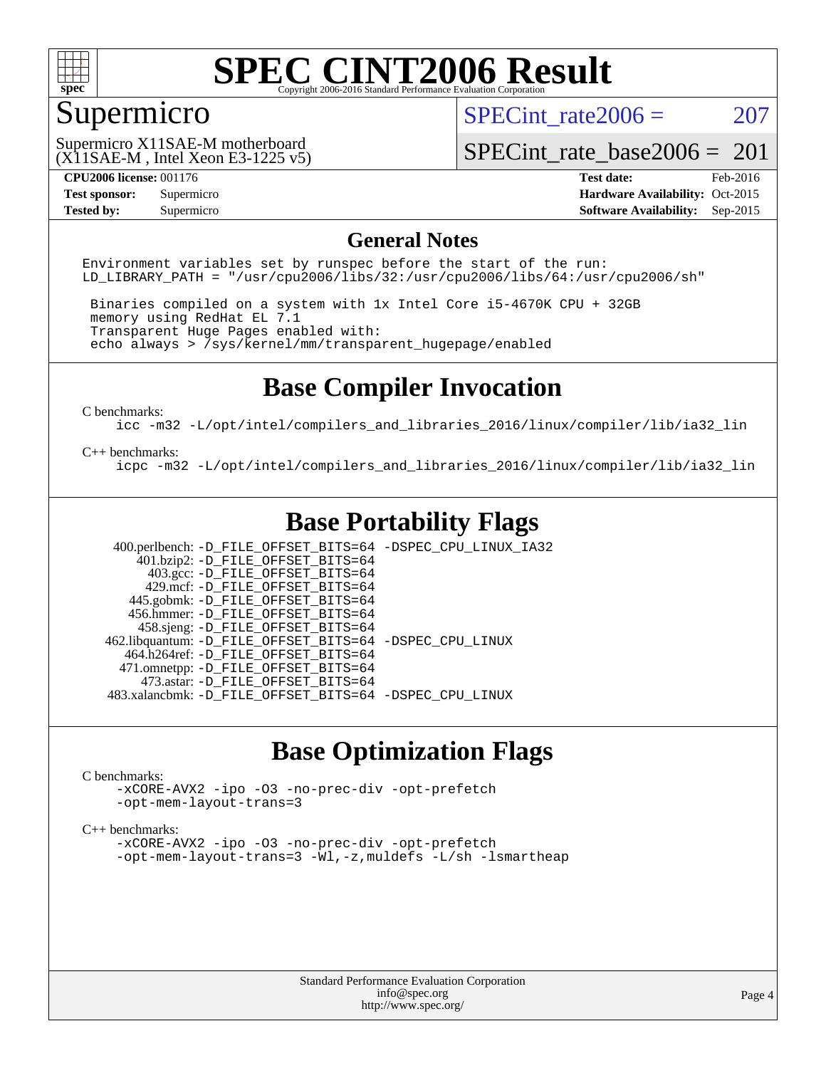# SPEC CINT2006 Result

Copyright 2006-2016 Standard Performance Evaluation Corporation

## Supermicro

Supermicro X11SAE-M motherboard
(X11SAE-M , Intel Xeon E3-1225 v5)

SPECint_rate2006 = 207

SPECint_rate_base2006 = 201

| | | | |
|---|---|---|---|
| **CPU2006 license:** 001176 | | **Test date:** | Feb-2016 |
| **Test sponsor:** | Supermicro | **Hardware Availability:** | Oct-2015 |
| **Tested by:** | Supermicro | **Software Availability:** | Sep-2015 |

## General Notes

```
Environment variables set by runspec before the start of the run:
LD_LIBRARY_PATH = "/usr/cpu2006/libs/32:/usr/cpu2006/libs/64:/usr/cpu2006/sh"

 Binaries compiled on a system with 1x Intel Core i5-4670K CPU + 32GB
 memory using RedHat EL 7.1
 Transparent Huge Pages enabled with:
 echo always > /sys/kernel/mm/transparent_hugepage/enabled
```

## Base Compiler Invocation

C benchmarks:
```
icc -m32 -L/opt/intel/compilers_and_libraries_2016/linux/compiler/lib/ia32_lin
```

C++ benchmarks:
```
icpc -m32 -L/opt/intel/compilers_and_libraries_2016/linux/compiler/lib/ia32_lin
```

## Base Portability Flags

```
  400.perlbench: -D_FILE_OFFSET_BITS=64 -DSPEC_CPU_LINUX_IA32
      401.bzip2: -D_FILE_OFFSET_BITS=64
        403.gcc: -D_FILE_OFFSET_BITS=64
        429.mcf: -D_FILE_OFFSET_BITS=64
      445.gobmk: -D_FILE_OFFSET_BITS=64
     456.hmmer: -D_FILE_OFFSET_BITS=64
      458.sjeng: -D_FILE_OFFSET_BITS=64
462.libquantum: -D_FILE_OFFSET_BITS=64 -DSPEC_CPU_LINUX
    464.h264ref: -D_FILE_OFFSET_BITS=64
    471.omnetpp: -D_FILE_OFFSET_BITS=64
      473.astar: -D_FILE_OFFSET_BITS=64
 483.xalancbmk: -D_FILE_OFFSET_BITS=64 -DSPEC_CPU_LINUX
```

## Base Optimization Flags

C benchmarks:
```
-xCORE-AVX2 -ipo -O3 -no-prec-div -opt-prefetch
-opt-mem-layout-trans=3
```

C++ benchmarks:
```
-xCORE-AVX2 -ipo -O3 -no-prec-div -opt-prefetch
-opt-mem-layout-trans=3 -Wl,-z,muldefs -L/sh -lsmartheap
```

Standard Performance Evaluation Corporation
info@spec.org
http://www.spec.org/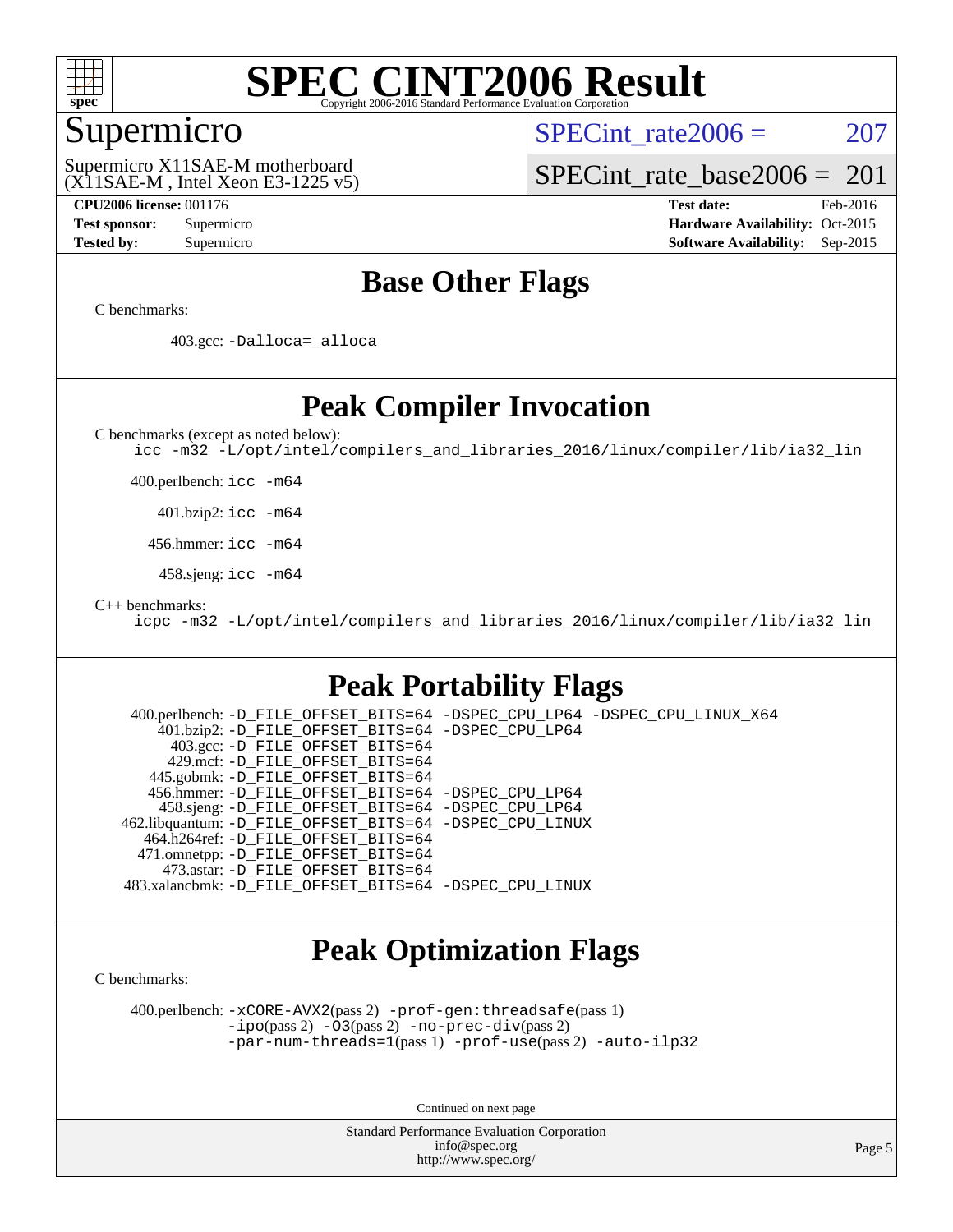# SPEC CINT2006 Result

Copyright 2006-2016 Standard Performance Evaluation Corporation

## Supermicro

Supermicro X11SAE-M motherboard
(X11SAE-M , Intel Xeon E3-1225 v5)

SPECint_rate2006 = 207

SPECint_rate_base2006 = 201

**CPU2006 license:** 001176
**Test sponsor:** Supermicro
**Tested by:** Supermicro

**Test date:** Feb-2016
**Hardware Availability:** Oct-2015
**Software Availability:** Sep-2015

## Base Other Flags

C benchmarks:

403.gcc: `-Dalloca=_alloca`

## Peak Compiler Invocation

C benchmarks (except as noted below):

`icc -m32 -L/opt/intel/compilers_and_libraries_2016/linux/compiler/lib/ia32_lin`

400.perlbench: `icc -m64`

401.bzip2: `icc -m64`

456.hmmer: `icc -m64`

458.sjeng: `icc -m64`

C++ benchmarks:

`icpc -m32 -L/opt/intel/compilers_and_libraries_2016/linux/compiler/lib/ia32_lin`

## Peak Portability Flags

400.perlbench: `-D_FILE_OFFSET_BITS=64 -DSPEC_CPU_LP64 -DSPEC_CPU_LINUX_X64`
401.bzip2: `-D_FILE_OFFSET_BITS=64 -DSPEC_CPU_LP64`
403.gcc: `-D_FILE_OFFSET_BITS=64`
429.mcf: `-D_FILE_OFFSET_BITS=64`
445.gobmk: `-D_FILE_OFFSET_BITS=64`
456.hmmer: `-D_FILE_OFFSET_BITS=64 -DSPEC_CPU_LP64`
458.sjeng: `-D_FILE_OFFSET_BITS=64 -DSPEC_CPU_LP64`
462.libquantum: `-D_FILE_OFFSET_BITS=64 -DSPEC_CPU_LINUX`
464.h264ref: `-D_FILE_OFFSET_BITS=64`
471.omnetpp: `-D_FILE_OFFSET_BITS=64`
473.astar: `-D_FILE_OFFSET_BITS=64`
483.xalancbmk: `-D_FILE_OFFSET_BITS=64 -DSPEC_CPU_LINUX`

## Peak Optimization Flags

C benchmarks:

400.perlbench: `-xCORE-AVX2`(pass 2) `-prof-gen:threadsafe`(pass 1) `-ipo`(pass 2) `-O3`(pass 2) `-no-prec-div`(pass 2) `-par-num-threads=1`(pass 1) `-prof-use`(pass 2) `-auto-ilp32`

Continued on next page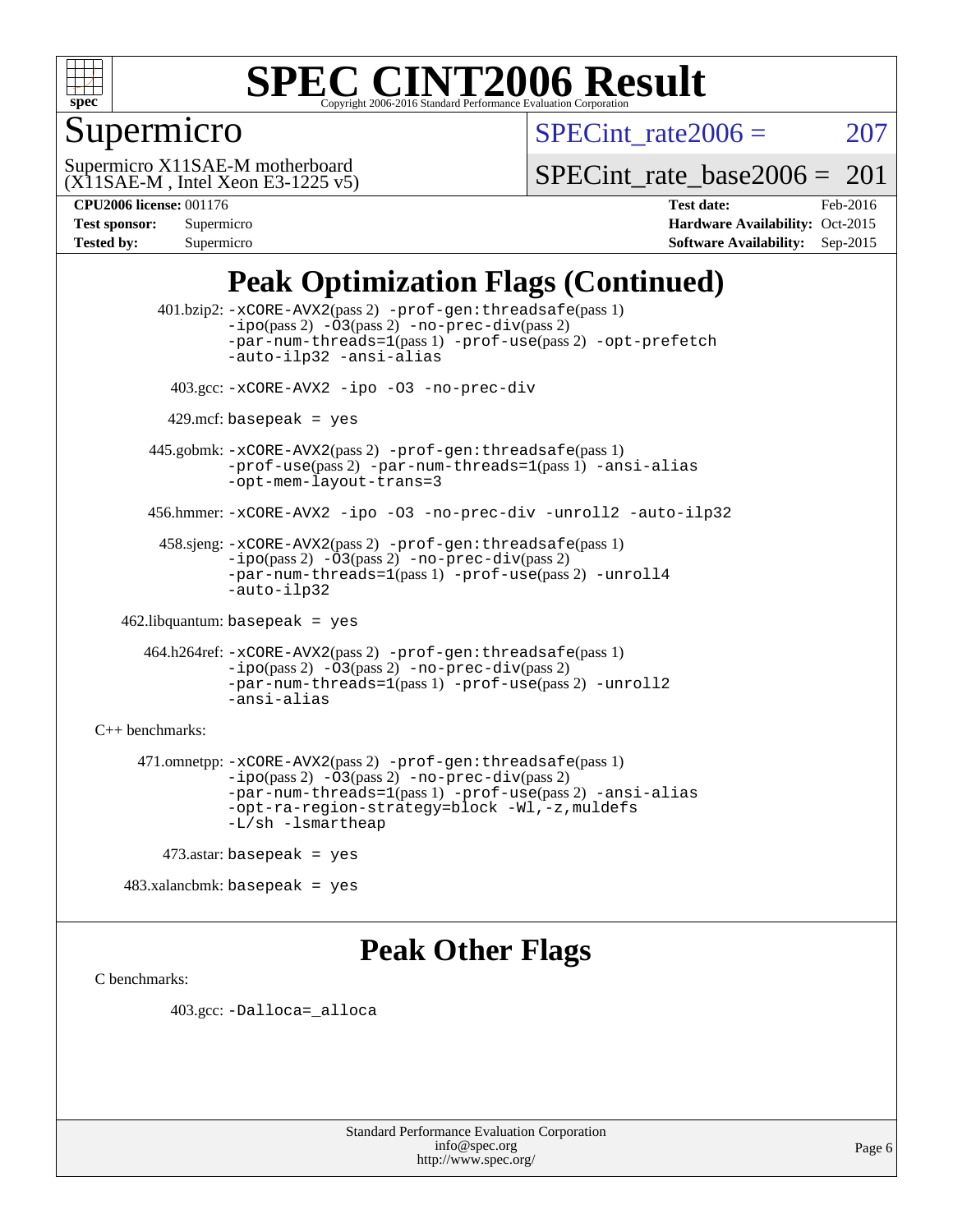# SPEC CINT2006 Result

Copyright 2006-2016 Standard Performance Evaluation Corporation

## Supermicro

Supermicro X11SAE-M motherboard
(X11SAE-M , Intel Xeon E3-1225 v5)

SPECint_rate2006 = 207

SPECint_rate_base2006 = 201

**CPU2006 license:** 001176
**Test sponsor:** Supermicro
**Tested by:** Supermicro

**Test date:** Feb-2016
**Hardware Availability:** Oct-2015
**Software Availability:** Sep-2015

## Peak Optimization Flags (Continued)

401.bzip2: -xCORE-AVX2(pass 2) -prof-gen:threadsafe(pass 1) -ipo(pass 2) -O3(pass 2) -no-prec-div(pass 2) -par-num-threads=1(pass 1) -prof-use(pass 2) -opt-prefetch -auto-ilp32 -ansi-alias

403.gcc: -xCORE-AVX2 -ipo -O3 -no-prec-div

429.mcf: basepeak = yes

445.gobmk: -xCORE-AVX2(pass 2) -prof-gen:threadsafe(pass 1) -prof-use(pass 2) -par-num-threads=1(pass 1) -ansi-alias -opt-mem-layout-trans=3

456.hmmer: -xCORE-AVX2 -ipo -O3 -no-prec-div -unroll2 -auto-ilp32

458.sjeng: -xCORE-AVX2(pass 2) -prof-gen:threadsafe(pass 1) -ipo(pass 2) -O3(pass 2) -no-prec-div(pass 2) -par-num-threads=1(pass 1) -prof-use(pass 2) -unroll4 -auto-ilp32

462.libquantum: basepeak = yes

464.h264ref: -xCORE-AVX2(pass 2) -prof-gen:threadsafe(pass 1) -ipo(pass 2) -O3(pass 2) -no-prec-div(pass 2) -par-num-threads=1(pass 1) -prof-use(pass 2) -unroll2 -ansi-alias

C++ benchmarks:

471.omnetpp: -xCORE-AVX2(pass 2) -prof-gen:threadsafe(pass 1) -ipo(pass 2) -O3(pass 2) -no-prec-div(pass 2) -par-num-threads=1(pass 1) -prof-use(pass 2) -ansi-alias -opt-ra-region-strategy=block -Wl,-z,muldefs -L/sh -lsmartheap

473.astar: basepeak = yes

483.xalancbmk: basepeak = yes

## Peak Other Flags

C benchmarks:

403.gcc: -Dalloca=_alloca

Standard Performance Evaluation Corporation
info@spec.org
http://www.spec.org/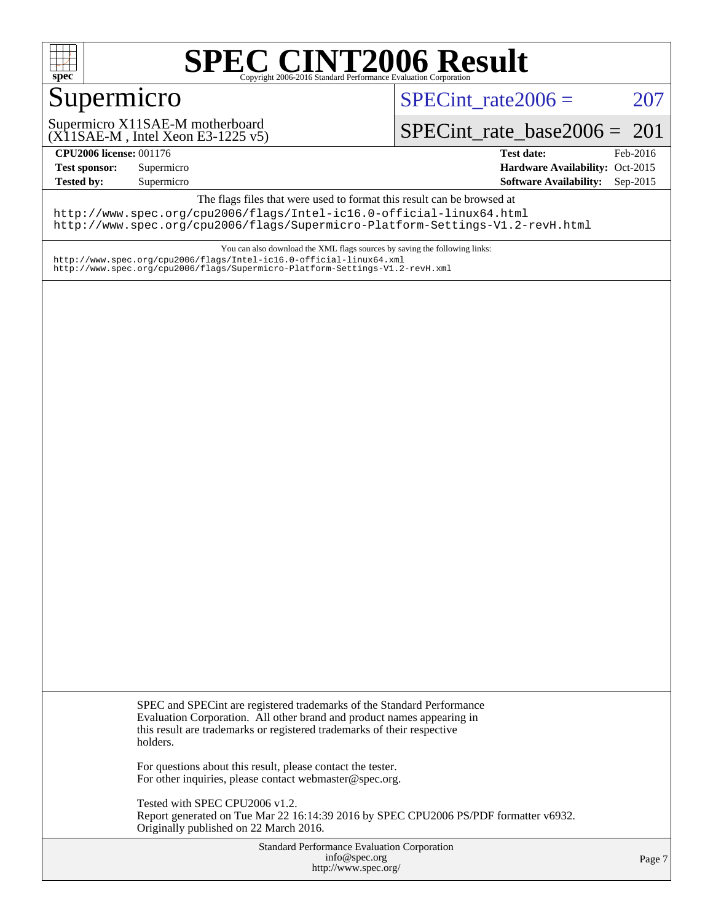The flags files that were used to format this result can be browsed at
http://www.spec.org/cpu2006/flags/Intel-ic16.0-official-linux64.html
http://www.spec.org/cpu2006/flags/Supermicro-Platform-Settings-V1.2-revH.html

You can also download the XML flags sources by saving the following links:
http://www.spec.org/cpu2006/flags/Intel-ic16.0-official-linux64.xml
http://www.spec.org/cpu2006/flags/Supermicro-Platform-Settings-V1.2-revH.xml

SPEC and SPECint are registered trademarks of the Standard Performance Evaluation Corporation. All other brand and product names appearing in this result are trademarks or registered trademarks of their respective holders.

For questions about this result, please contact the tester.
For other inquiries, please contact webmaster@spec.org.

Tested with SPEC CPU2006 v1.2.
Report generated on Tue Mar 22 16:14:39 2016 by SPEC CPU2006 PS/PDF formatter v6932.
Originally published on 22 March 2016.